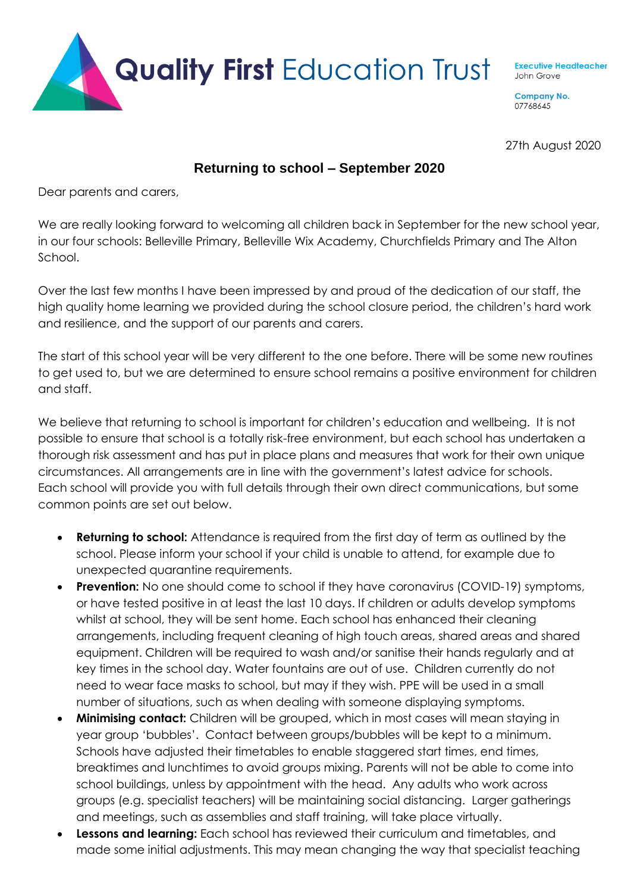# Quality First Education Trust

**Executive Headteacher**
John Grove

**Company No.**
07768645

27th August 2020

## Returning to school – September 2020

Dear parents and carers,

We are really looking forward to welcoming all children back in September for the new school year, in our four schools: Belleville Primary, Belleville Wix Academy, Churchfields Primary and The Alton School.

Over the last few months I have been impressed by and proud of the dedication of our staff, the high quality home learning we provided during the school closure period, the children's hard work and resilience, and the support of our parents and carers.

The start of this school year will be very different to the one before. There will be some new routines to get used to, but we are determined to ensure school remains a positive environment for children and staff.

We believe that returning to school is important for children's education and wellbeing. It is not possible to ensure that school is a totally risk-free environment, but each school has undertaken a thorough risk assessment and has put in place plans and measures that work for their own unique circumstances. All arrangements are in line with the government's latest advice for schools. Each school will provide you with full details through their own direct communications, but some common points are set out below.

- **Returning to school:** Attendance is required from the first day of term as outlined by the school. Please inform your school if your child is unable to attend, for example due to unexpected quarantine requirements.
- **Prevention:** No one should come to school if they have coronavirus (COVID-19) symptoms, or have tested positive in at least the last 10 days. If children or adults develop symptoms whilst at school, they will be sent home. Each school has enhanced their cleaning arrangements, including frequent cleaning of high touch areas, shared areas and shared equipment. Children will be required to wash and/or sanitise their hands regularly and at key times in the school day. Water fountains are out of use. Children currently do not need to wear face masks to school, but may if they wish. PPE will be used in a small number of situations, such as when dealing with someone displaying symptoms.
- **Minimising contact:** Children will be grouped, which in most cases will mean staying in year group 'bubbles'. Contact between groups/bubbles will be kept to a minimum. Schools have adjusted their timetables to enable staggered start times, end times, breaktimes and lunchtimes to avoid groups mixing. Parents will not be able to come into school buildings, unless by appointment with the head. Any adults who work across groups (e.g. specialist teachers) will be maintaining social distancing. Larger gatherings and meetings, such as assemblies and staff training, will take place virtually.
- **Lessons and learning:** Each school has reviewed their curriculum and timetables, and made some initial adjustments. This may mean changing the way that specialist teaching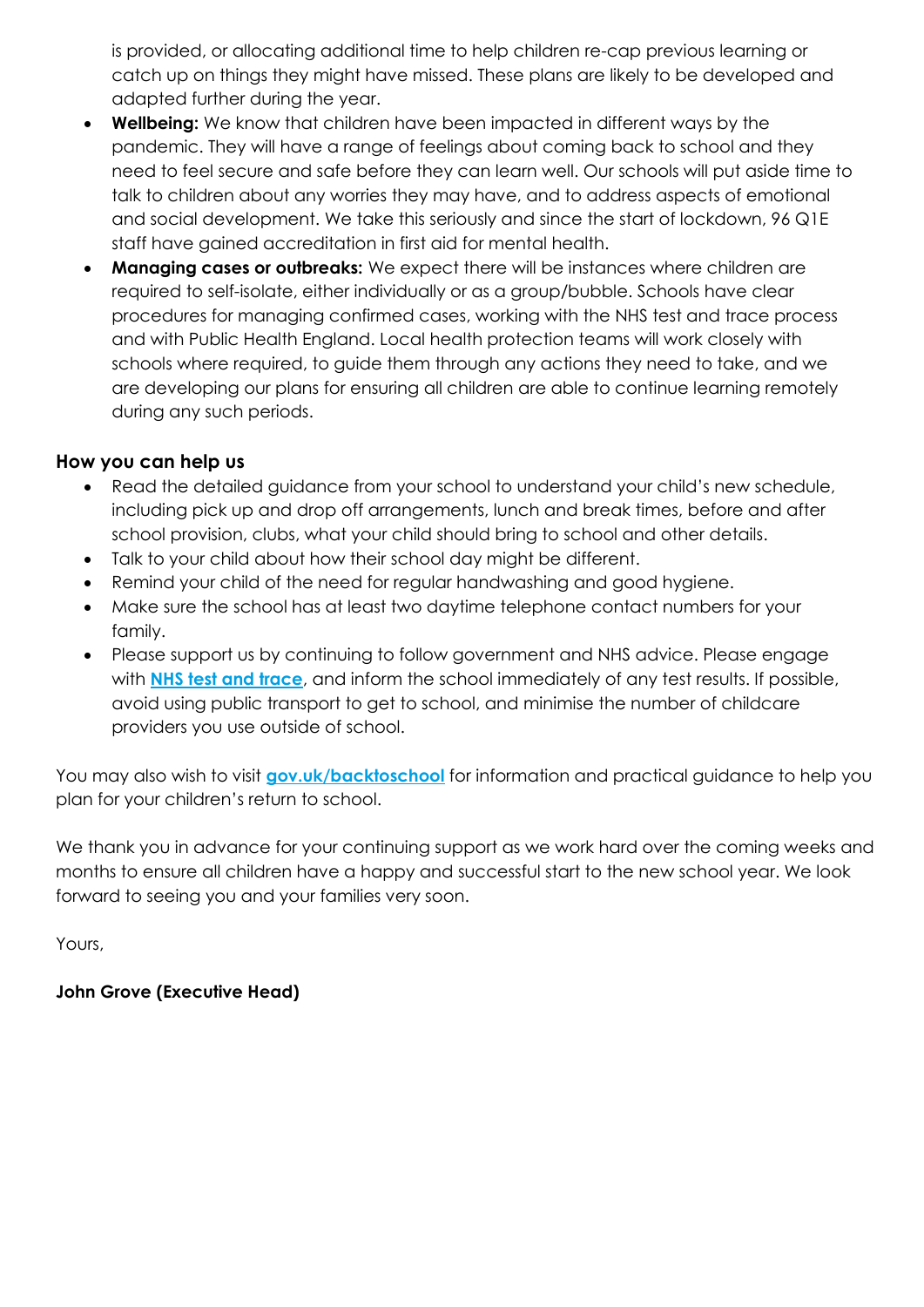is provided, or allocating additional time to help children re-cap previous learning or catch up on things they might have missed. These plans are likely to be developed and adapted further during the year.

- **Wellbeing:** We know that children have been impacted in different ways by the pandemic. They will have a range of feelings about coming back to school and they need to feel secure and safe before they can learn well. Our schools will put aside time to talk to children about any worries they may have, and to address aspects of emotional and social development. We take this seriously and since the start of lockdown, 96 Q1E staff have gained accreditation in first aid for mental health.
- **Managing cases or outbreaks:** We expect there will be instances where children are required to self-isolate, either individually or as a group/bubble. Schools have clear procedures for managing confirmed cases, working with the NHS test and trace process and with Public Health England. Local health protection teams will work closely with schools where required, to guide them through any actions they need to take, and we are developing our plans for ensuring all children are able to continue learning remotely during any such periods.

### How you can help us

- Read the detailed guidance from your school to understand your child's new schedule, including pick up and drop off arrangements, lunch and break times, before and after school provision, clubs, what your child should bring to school and other details.
- Talk to your child about how their school day might be different.
- Remind your child of the need for regular handwashing and good hygiene.
- Make sure the school has at least two daytime telephone contact numbers for your family.
- Please support us by continuing to follow government and NHS advice. Please engage with **NHS test and trace**, and inform the school immediately of any test results. If possible, avoid using public transport to get to school, and minimise the number of childcare providers you use outside of school.

You may also wish to visit **gov.uk/backtoschool** for information and practical guidance to help you plan for your children's return to school.

We thank you in advance for your continuing support as we work hard over the coming weeks and months to ensure all children have a happy and successful start to the new school year. We look forward to seeing you and your families very soon.

Yours,

**John Grove (Executive Head)**